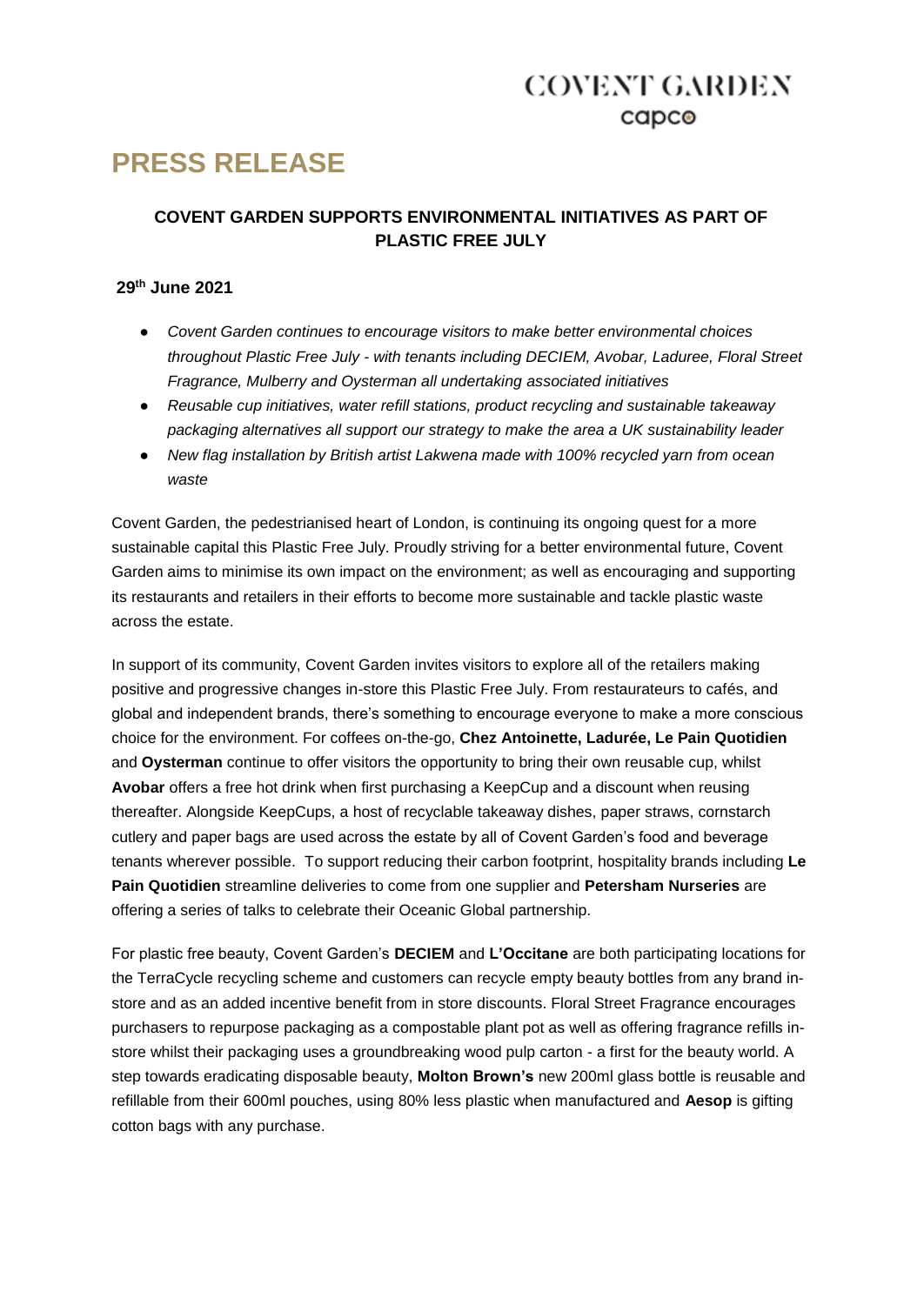COVENT GARDEN
capco

# PRESS RELEASE

## COVENT GARDEN SUPPORTS ENVIRONMENTAL INITIATIVES AS PART OF PLASTIC FREE JULY

**29th June 2021**

- *Covent Garden continues to encourage visitors to make better environmental choices throughout Plastic Free July - with tenants including DECIEM, Avobar, Laduree, Floral Street Fragrance, Mulberry and Oysterman all undertaking associated initiatives*
- *Reusable cup initiatives, water refill stations, product recycling and sustainable takeaway packaging alternatives all support our strategy to make the area a UK sustainability leader*
- *New flag installation by British artist Lakwena made with 100% recycled yarn from ocean waste*

Covent Garden, the pedestrianised heart of London, is continuing its ongoing quest for a more sustainable capital this Plastic Free July. Proudly striving for a better environmental future, Covent Garden aims to minimise its own impact on the environment; as well as encouraging and supporting its restaurants and retailers in their efforts to become more sustainable and tackle plastic waste across the estate.

In support of its community, Covent Garden invites visitors to explore all of the retailers making positive and progressive changes in-store this Plastic Free July. From restaurateurs to cafés, and global and independent brands, there's something to encourage everyone to make a more conscious choice for the environment. For coffees on-the-go, **Chez Antoinette, Ladurée, Le Pain Quotidien** and **Oysterman** continue to offer visitors the opportunity to bring their own reusable cup, whilst **Avobar** offers a free hot drink when first purchasing a KeepCup and a discount when reusing thereafter. Alongside KeepCups, a host of recyclable takeaway dishes, paper straws, cornstarch cutlery and paper bags are used across the estate by all of Covent Garden's food and beverage tenants wherever possible. To support reducing their carbon footprint, hospitality brands including **Le Pain Quotidien** streamline deliveries to come from one supplier and **Petersham Nurseries** are offering a series of talks to celebrate their Oceanic Global partnership.

For plastic free beauty, Covent Garden's **DECIEM** and **L'Occitane** are both participating locations for the TerraCycle recycling scheme and customers can recycle empty beauty bottles from any brand in-store and as an added incentive benefit from in store discounts. Floral Street Fragrance encourages purchasers to repurpose packaging as a compostable plant pot as well as offering fragrance refills in-store whilst their packaging uses a groundbreaking wood pulp carton - a first for the beauty world. A step towards eradicating disposable beauty, **Molton Brown's** new 200ml glass bottle is reusable and refillable from their 600ml pouches, using 80% less plastic when manufactured and **Aesop** is gifting cotton bags with any purchase.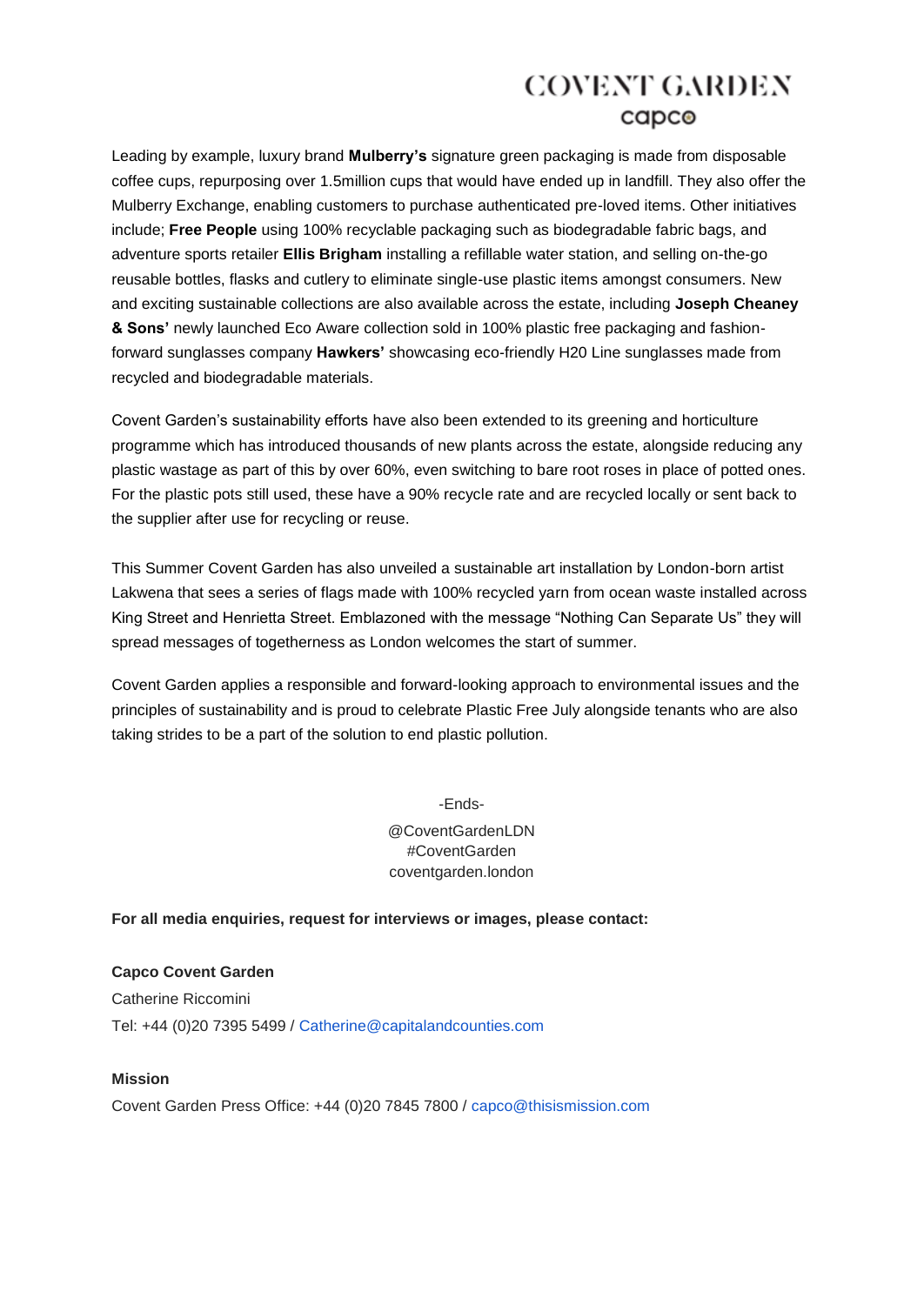Leading by example, luxury brand **Mulberry's** signature green packaging is made from disposable coffee cups, repurposing over 1.5million cups that would have ended up in landfill. They also offer the Mulberry Exchange, enabling customers to purchase authenticated pre-loved items. Other initiatives include; **Free People** using 100% recyclable packaging such as biodegradable fabric bags, and adventure sports retailer **Ellis Brigham** installing a refillable water station, and selling on-the-go reusable bottles, flasks and cutlery to eliminate single-use plastic items amongst consumers. New and exciting sustainable collections are also available across the estate, including **Joseph Cheaney & Sons'** newly launched Eco Aware collection sold in 100% plastic free packaging and fashion-forward sunglasses company **Hawkers'** showcasing eco-friendly H20 Line sunglasses made from recycled and biodegradable materials.

Covent Garden's sustainability efforts have also been extended to its greening and horticulture programme which has introduced thousands of new plants across the estate, alongside reducing any plastic wastage as part of this by over 60%, even switching to bare root roses in place of potted ones. For the plastic pots still used, these have a 90% recycle rate and are recycled locally or sent back to the supplier after use for recycling or reuse.

This Summer Covent Garden has also unveiled a sustainable art installation by London-born artist Lakwena that sees a series of flags made with 100% recycled yarn from ocean waste installed across King Street and Henrietta Street. Emblazoned with the message "Nothing Can Separate Us" they will spread messages of togetherness as London welcomes the start of summer.

Covent Garden applies a responsible and forward-looking approach to environmental issues and the principles of sustainability and is proud to celebrate Plastic Free July alongside tenants who are also taking strides to be a part of the solution to end plastic pollution.

-Ends-

@CoventGardenLDN
#CoventGarden
coventgarden.london

**For all media enquiries, request for interviews or images, please contact:**

**Capco Covent Garden**
Catherine Riccomini
Tel: +44 (0)20 7395 5499 / Catherine@capitalandcounties.com

**Mission**
Covent Garden Press Office: +44 (0)20 7845 7800 / capco@thisismission.com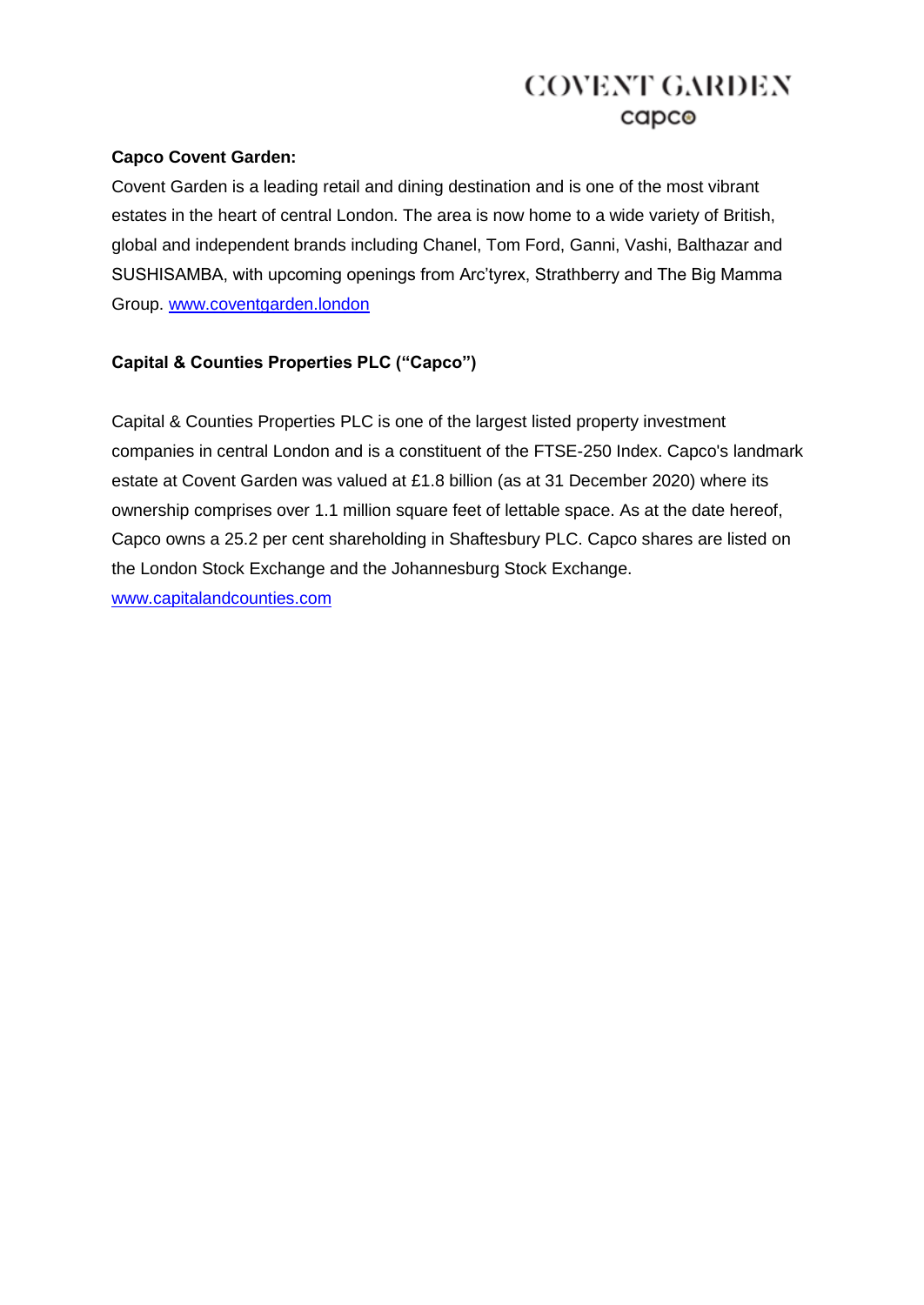**Capco Covent Garden:**

Covent Garden is a leading retail and dining destination and is one of the most vibrant estates in the heart of central London. The area is now home to a wide variety of British, global and independent brands including Chanel, Tom Ford, Ganni, Vashi, Balthazar and SUSHISAMBA, with upcoming openings from Arc'tyrex, Strathberry and The Big Mamma Group. [www.coventgarden.london](http://www.coventgarden.london)

**Capital & Counties Properties PLC ("Capco")**

Capital & Counties Properties PLC is one of the largest listed property investment companies in central London and is a constituent of the FTSE-250 Index. Capco's landmark estate at Covent Garden was valued at £1.8 billion (as at 31 December 2020) where its ownership comprises over 1.1 million square feet of lettable space. As at the date hereof, Capco owns a 25.2 per cent shareholding in Shaftesbury PLC. Capco shares are listed on the London Stock Exchange and the Johannesburg Stock Exchange.
[www.capitalandcounties.com](http://www.capitalandcounties.com)